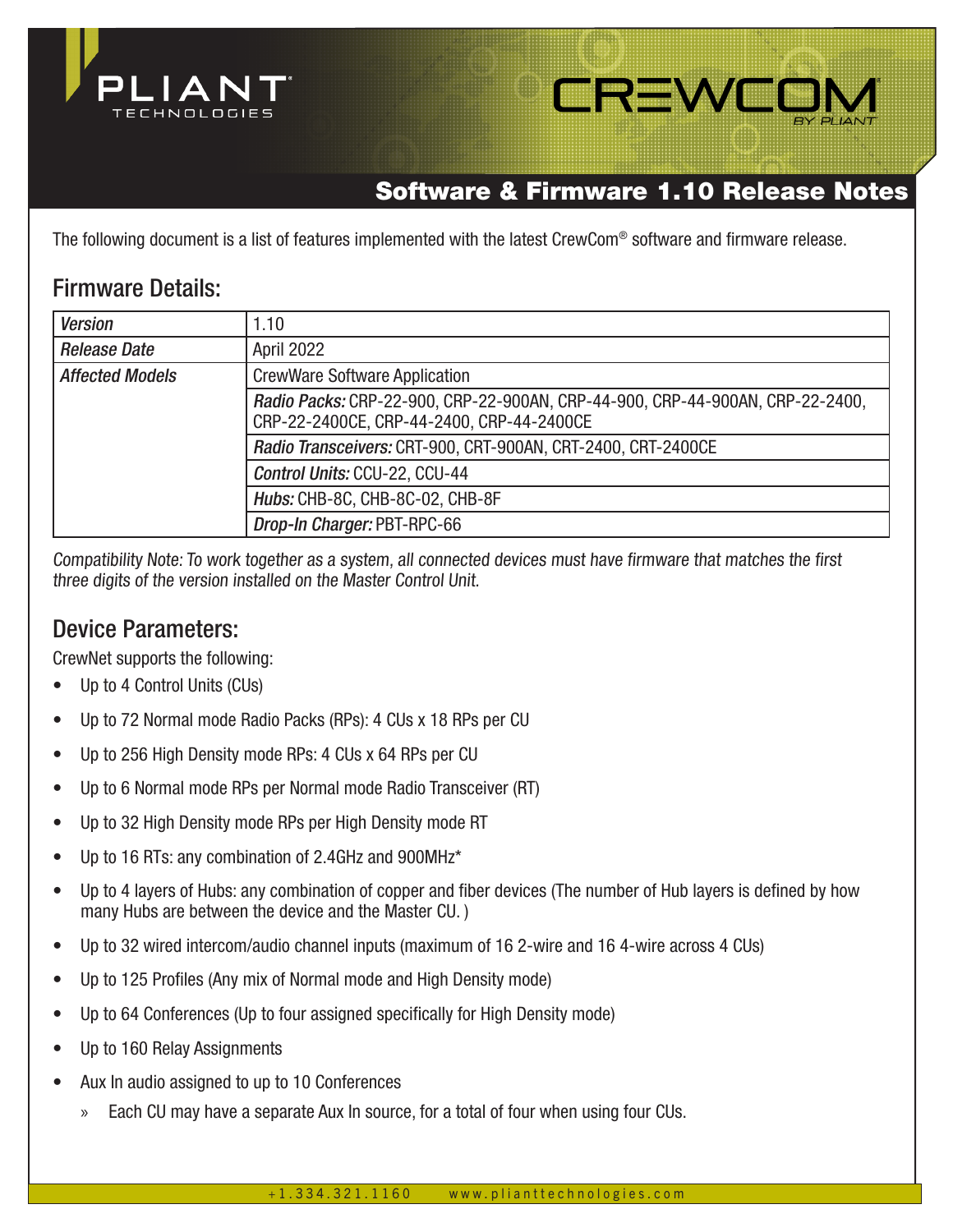# Software & Firmware 1.10 Release Notes

The following document is a list of features implemented with the latest CrewCom® software and firmware release.

## Firmware Details:

| *Version* | 1.10 |
|---|---|
| *Release Date* | April 2022 |
| *Affected Models* | CrewWare Software Application |
| | *Radio Packs:* CRP-22-900, CRP-22-900AN, CRP-44-900, CRP-44-900AN, CRP-22-2400, CRP-22-2400CE, CRP-44-2400, CRP-44-2400CE |
| | *Radio Transceivers:* CRT-900, CRT-900AN, CRT-2400, CRT-2400CE |
| | *Control Units:* CCU-22, CCU-44 |
| | *Hubs:* CHB-8C, CHB-8C-02, CHB-8F |
| | *Drop-In Charger:* PBT-RPC-66 |

*Compatibility Note: To work together as a system, all connected devices must have firmware that matches the first three digits of the version installed on the Master Control Unit.*

## Device Parameters:

CrewNet supports the following:

- Up to 4 Control Units (CUs)
- Up to 72 Normal mode Radio Packs (RPs): 4 CUs x 18 RPs per CU
- Up to 256 High Density mode RPs: 4 CUs x 64 RPs per CU
- Up to 6 Normal mode RPs per Normal mode Radio Transceiver (RT)
- Up to 32 High Density mode RPs per High Density mode RT
- Up to 16 RTs: any combination of 2.4GHz and 900MHz*
- Up to 4 layers of Hubs: any combination of copper and fiber devices (The number of Hub layers is defined by how many Hubs are between the device and the Master CU. )
- Up to 32 wired intercom/audio channel inputs (maximum of 16 2-wire and 16 4-wire across 4 CUs)
- Up to 125 Profiles (Any mix of Normal mode and High Density mode)
- Up to 64 Conferences (Up to four assigned specifically for High Density mode)
- Up to 160 Relay Assignments
- Aux In audio assigned to up to 10 Conferences
  - Each CU may have a separate Aux In source, for a total of four when using four CUs.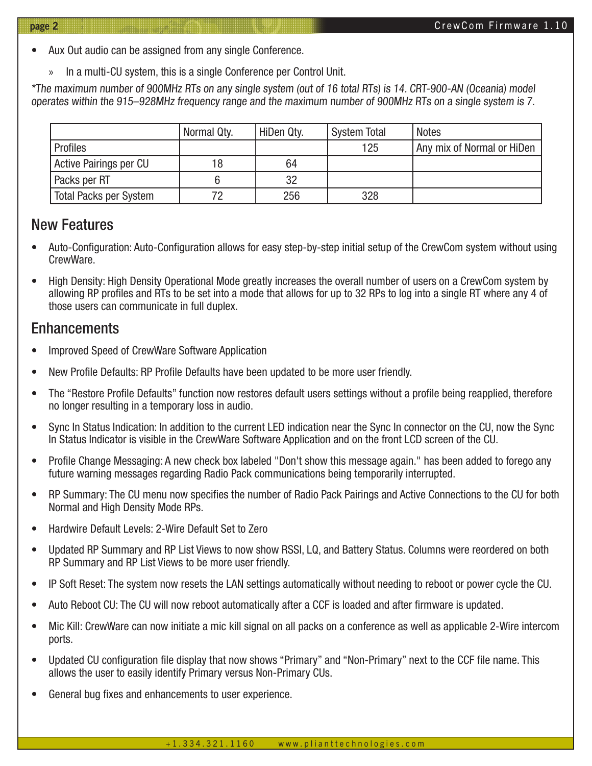- Aux Out audio can be assigned from any single Conference.
  - » In a multi-CU system, this is a single Conference per Control Unit.

*\*The maximum number of 900MHz RTs on any single system (out of 16 total RTs) is 14. CRT-900-AN (Oceania) model operates within the 915–928MHz frequency range and the maximum number of 900MHz RTs on a single system is 7.*

| | Normal Qty. | HiDen Qty. | System Total | Notes |
|---|---|---|---|---|
| Profiles | | | 125 | Any mix of Normal or HiDen |
| Active Pairings per CU | 18 | 64 | | |
| Packs per RT | 6 | 32 | | |
| Total Packs per System | 72 | 256 | 328 | |

## New Features

- Auto-Configuration: Auto-Configuration allows for easy step-by-step initial setup of the CrewCom system without using CrewWare.
- High Density: High Density Operational Mode greatly increases the overall number of users on a CrewCom system by allowing RP profiles and RTs to be set into a mode that allows for up to 32 RPs to log into a single RT where any 4 of those users can communicate in full duplex.

## Enhancements

- Improved Speed of CrewWare Software Application
- New Profile Defaults: RP Profile Defaults have been updated to be more user friendly.
- The “Restore Profile Defaults” function now restores default users settings without a profile being reapplied, therefore no longer resulting in a temporary loss in audio.
- Sync In Status Indication: In addition to the current LED indication near the Sync In connector on the CU, now the Sync In Status Indicator is visible in the CrewWare Software Application and on the front LCD screen of the CU.
- Profile Change Messaging: A new check box labeled "Don't show this message again." has been added to forego any future warning messages regarding Radio Pack communications being temporarily interrupted.
- RP Summary: The CU menu now specifies the number of Radio Pack Pairings and Active Connections to the CU for both Normal and High Density Mode RPs.
- Hardwire Default Levels: 2-Wire Default Set to Zero
- Updated RP Summary and RP List Views to now show RSSI, LQ, and Battery Status. Columns were reordered on both RP Summary and RP List Views to be more user friendly.
- IP Soft Reset: The system now resets the LAN settings automatically without needing to reboot or power cycle the CU.
- Auto Reboot CU: The CU will now reboot automatically after a CCF is loaded and after firmware is updated.
- Mic Kill: CrewWare can now initiate a mic kill signal on all packs on a conference as well as applicable 2-Wire intercom ports.
- Updated CU configuration file display that now shows “Primary” and “Non-Primary” next to the CCF file name. This allows the user to easily identify Primary versus Non-Primary CUs.
- General bug fixes and enhancements to user experience.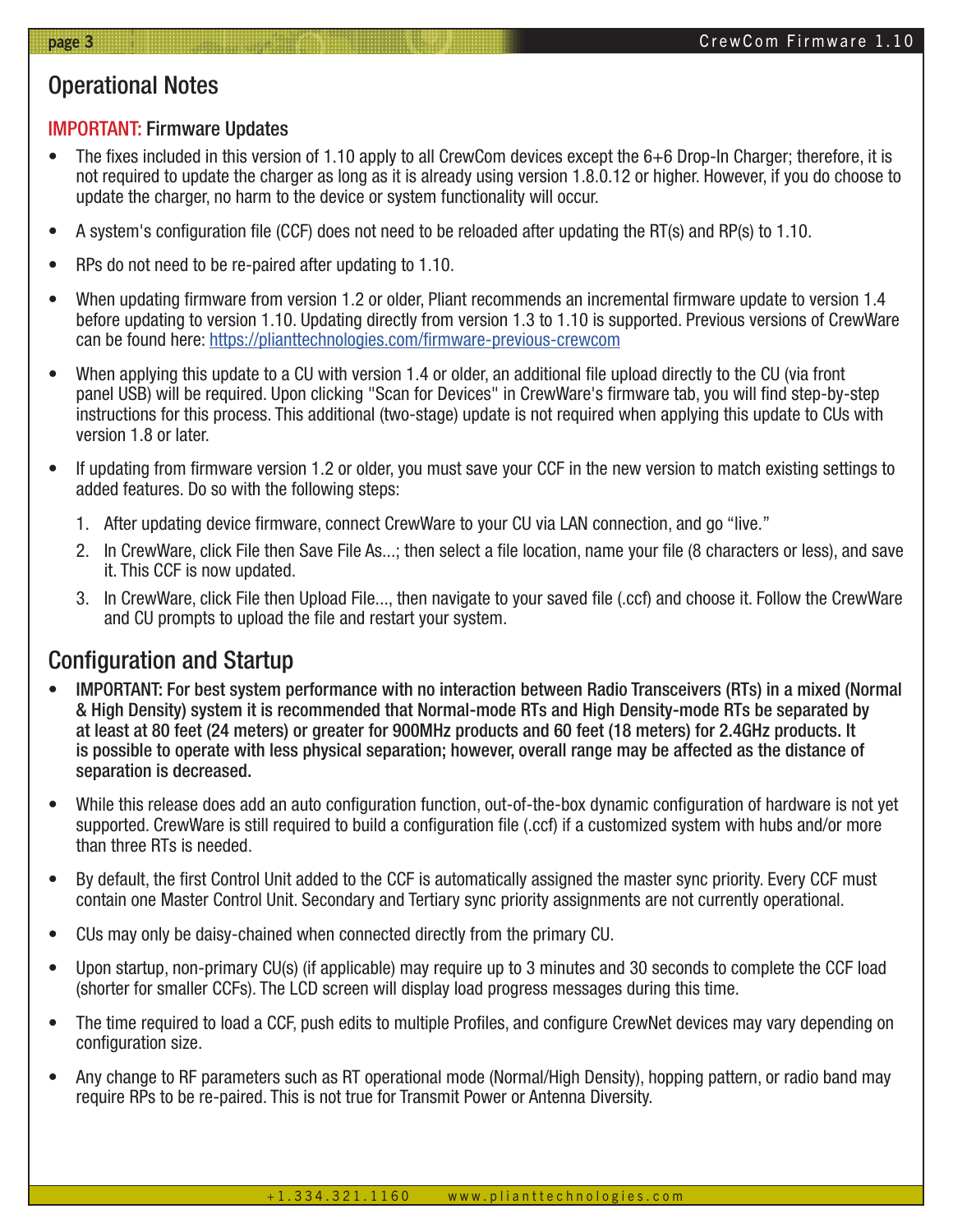## Operational Notes

### IMPORTANT: Firmware Updates

- The fixes included in this version of 1.10 apply to all CrewCom devices except the 6+6 Drop-In Charger; therefore, it is not required to update the charger as long as it is already using version 1.8.0.12 or higher. However, if you do choose to update the charger, no harm to the device or system functionality will occur.
- A system's configuration file (CCF) does not need to be reloaded after updating the RT(s) and RP(s) to 1.10.
- RPs do not need to be re-paired after updating to 1.10.
- When updating firmware from version 1.2 or older, Pliant recommends an incremental firmware update to version 1.4 before updating to version 1.10. Updating directly from version 1.3 to 1.10 is supported. Previous versions of CrewWare can be found here: https://plianttechnologies.com/firmware-previous-crewcom
- When applying this update to a CU with version 1.4 or older, an additional file upload directly to the CU (via front panel USB) will be required. Upon clicking "Scan for Devices" in CrewWare's firmware tab, you will find step-by-step instructions for this process. This additional (two-stage) update is not required when applying this update to CUs with version 1.8 or later.
- If updating from firmware version 1.2 or older, you must save your CCF in the new version to match existing settings to added features. Do so with the following steps:
  1. After updating device firmware, connect CrewWare to your CU via LAN connection, and go "live."
  2. In CrewWare, click File then Save File As...; then select a file location, name your file (8 characters or less), and save it. This CCF is now updated.
  3. In CrewWare, click File then Upload File..., then navigate to your saved file (.ccf) and choose it. Follow the CrewWare and CU prompts to upload the file and restart your system.

## Configuration and Startup

- **IMPORTANT: For best system performance with no interaction between Radio Transceivers (RTs) in a mixed (Normal & High Density) system it is recommended that Normal-mode RTs and High Density-mode RTs be separated by at least at 80 feet (24 meters) or greater for 900MHz products and 60 feet (18 meters) for 2.4GHz products. It is possible to operate with less physical separation; however, overall range may be affected as the distance of separation is decreased.**
- While this release does add an auto configuration function, out-of-the-box dynamic configuration of hardware is not yet supported. CrewWare is still required to build a configuration file (.ccf) if a customized system with hubs and/or more than three RTs is needed.
- By default, the first Control Unit added to the CCF is automatically assigned the master sync priority. Every CCF must contain one Master Control Unit. Secondary and Tertiary sync priority assignments are not currently operational.
- CUs may only be daisy-chained when connected directly from the primary CU.
- Upon startup, non-primary CU(s) (if applicable) may require up to 3 minutes and 30 seconds to complete the CCF load (shorter for smaller CCFs). The LCD screen will display load progress messages during this time.
- The time required to load a CCF, push edits to multiple Profiles, and configure CrewNet devices may vary depending on configuration size.
- Any change to RF parameters such as RT operational mode (Normal/High Density), hopping pattern, or radio band may require RPs to be re-paired. This is not true for Transmit Power or Antenna Diversity.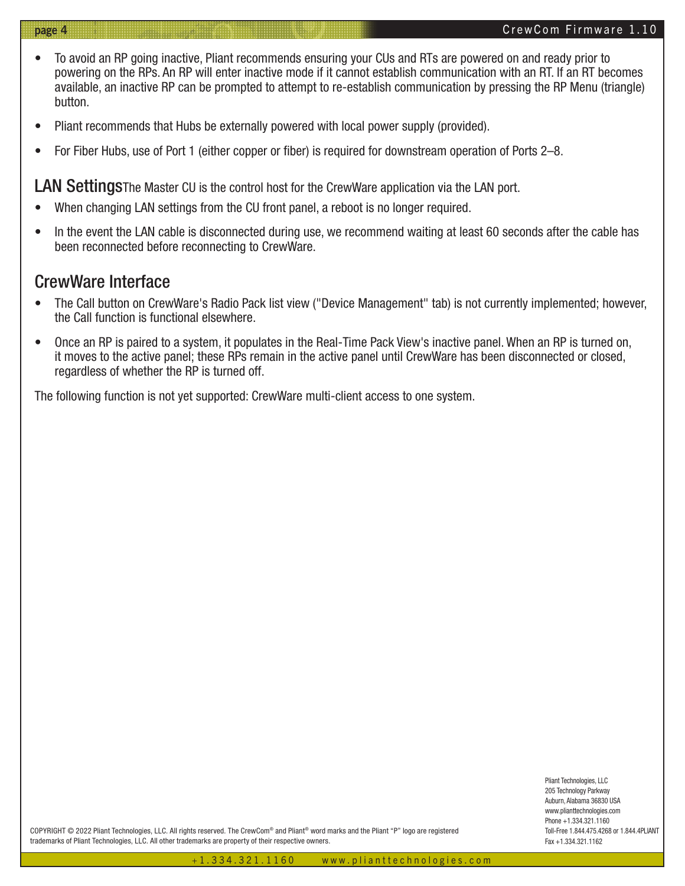- To avoid an RP going inactive, Pliant recommends ensuring your CUs and RTs are powered on and ready prior to powering on the RPs. An RP will enter inactive mode if it cannot establish communication with an RT. If an RT becomes available, an inactive RP can be prompted to attempt to re-establish communication by pressing the RP Menu (triangle) button.
- Pliant recommends that Hubs be externally powered with local power supply (provided).
- For Fiber Hubs, use of Port 1 (either copper or fiber) is required for downstream operation of Ports 2–8.

## LAN Settings

The Master CU is the control host for the CrewWare application via the LAN port.

- When changing LAN settings from the CU front panel, a reboot is no longer required.
- In the event the LAN cable is disconnected during use, we recommend waiting at least 60 seconds after the cable has been reconnected before reconnecting to CrewWare.

## CrewWare Interface

- The Call button on CrewWare's Radio Pack list view ("Device Management" tab) is not currently implemented; however, the Call function is functional elsewhere.
- Once an RP is paired to a system, it populates in the Real-Time Pack View's inactive panel. When an RP is turned on, it moves to the active panel; these RPs remain in the active panel until CrewWare has been disconnected or closed, regardless of whether the RP is turned off.

The following function is not yet supported: CrewWare multi-client access to one system.

COPYRIGHT © 2022 Pliant Technologies, LLC. All rights reserved. The CrewCom® and Pliant® word marks and the Pliant "P" logo are registered trademarks of Pliant Technologies, LLC. All other trademarks are property of their respective owners.

Pliant Technologies, LLC
205 Technology Parkway
Auburn, Alabama 36830 USA
www.plianttechnologies.com
Phone +1.334.321.1160
Toll-Free 1.844.475.4268 or 1.844.4PLIANT
Fax +1.334.321.1162